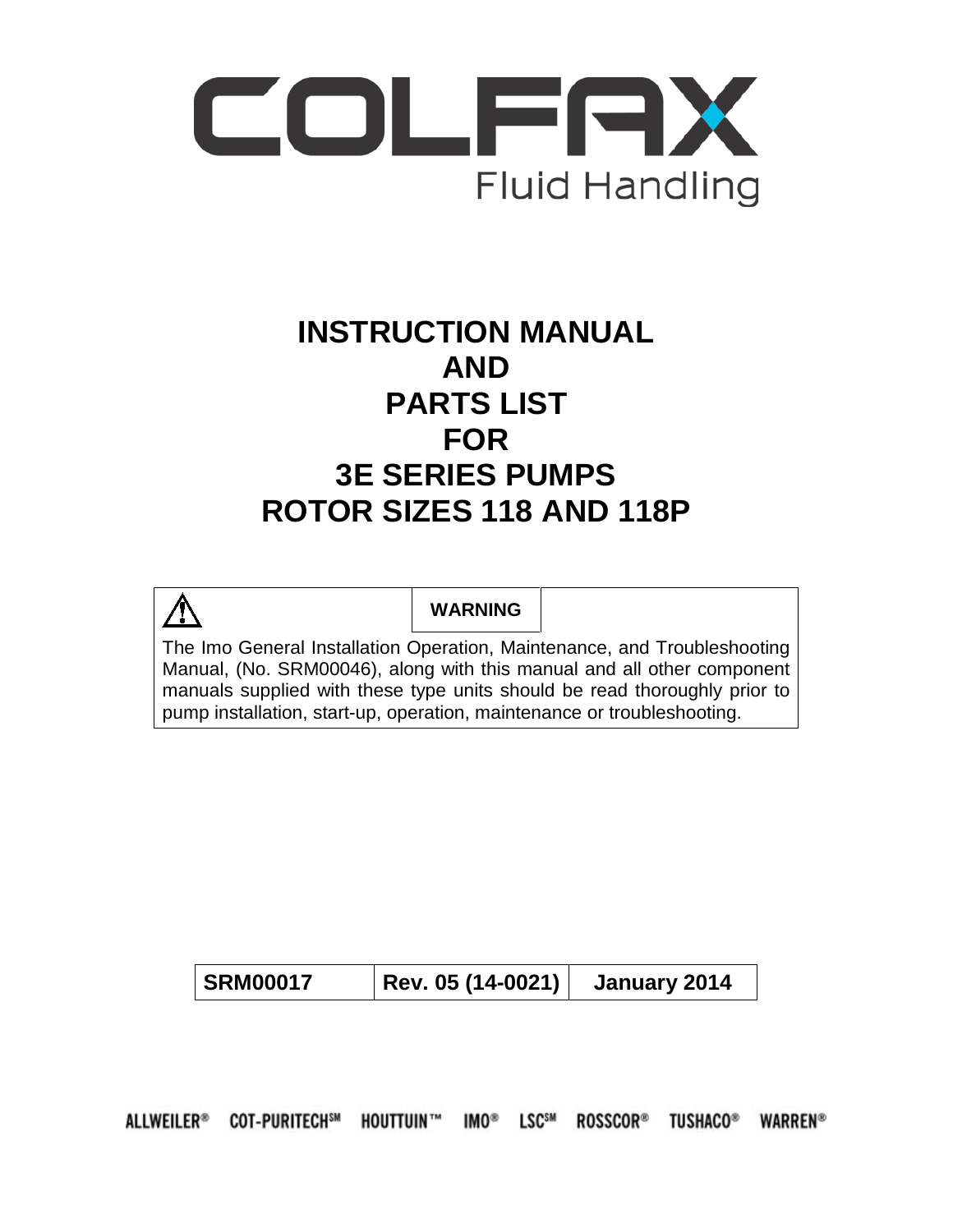COLFAX

Fluid Handling

# INSTRUCTION MANUAL
# AND
# PARTS LIST
# FOR
# 3E SERIES PUMPS
# ROTOR SIZES 118 AND 118P

**WARNING**

The Imo General Installation Operation, Maintenance, and Troubleshooting Manual, (No. SRM00046), along with this manual and all other component manuals supplied with these type units should be read thoroughly prior to pump installation, start-up, operation, maintenance or troubleshooting.

| SRM00017 | Rev. 05 (14-0021) | January 2014 |
| --- | --- | --- |

ALLWEILER® COT-PURITECH℠ HOUTTUIN™ IMO® LSC℠ ROSSCOR® TUSHACO® WARREN®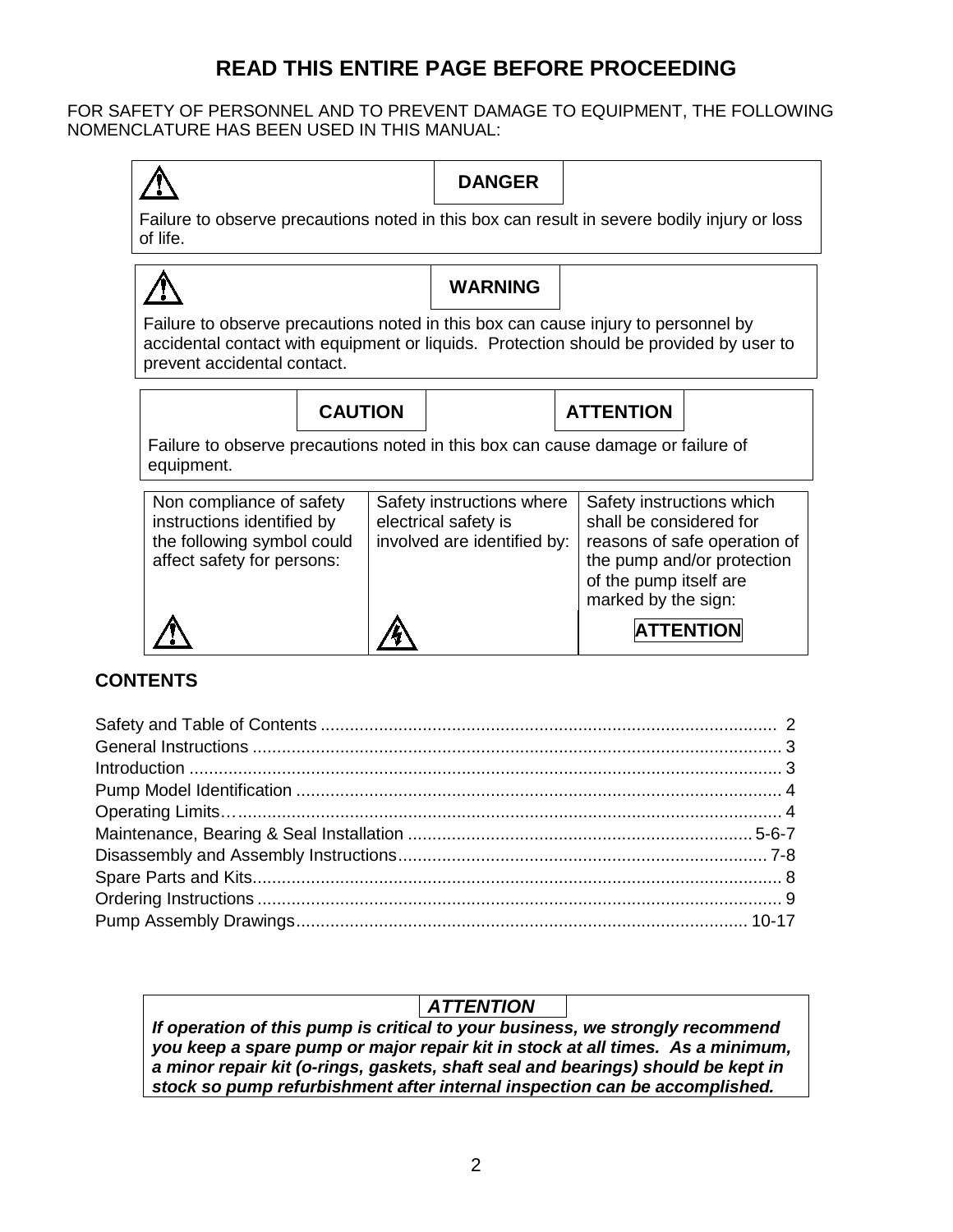# READ THIS ENTIRE PAGE BEFORE PROCEEDING

FOR SAFETY OF PERSONNEL AND TO PREVENT DAMAGE TO EQUIPMENT, THE FOLLOWING NOMENCLATURE HAS BEEN USED IN THIS MANUAL:

**DANGER**

Failure to observe precautions noted in this box can result in severe bodily injury or loss of life.

**WARNING**

Failure to observe precautions noted in this box can cause injury to personnel by accidental contact with equipment or liquids. Protection should be provided by user to prevent accidental contact.

**CAUTION** **ATTENTION**

Failure to observe precautions noted in this box can cause damage or failure of equipment.

| Non compliance of safety instructions identified by the following symbol could affect safety for persons: | Safety instructions where electrical safety is involved are identified by: | Safety instructions which shall be considered for reasons of safe operation of the pump and/or protection of the pump itself are marked by the sign: |
|---|---|---|
| ⚠ | ⚡ | **ATTENTION** |

## CONTENTS

Safety and Table of Contents .................... 2
General Instructions .................... 3
Introduction .................... 3
Pump Model Identification .................... 4
Operating Limits.................... 4
Maintenance, Bearing & Seal Installation .................... 5-6-7
Disassembly and Assembly Instructions .................... 7-8
Spare Parts and Kits .................... 8
Ordering Instructions .................... 9
Pump Assembly Drawings .................... 10-17

***ATTENTION***

***If operation of this pump is critical to your business, we strongly recommend you keep a spare pump or major repair kit in stock at all times. As a minimum, a minor repair kit (o-rings, gaskets, shaft seal and bearings) should be kept in stock so pump refurbishment after internal inspection can be accomplished.***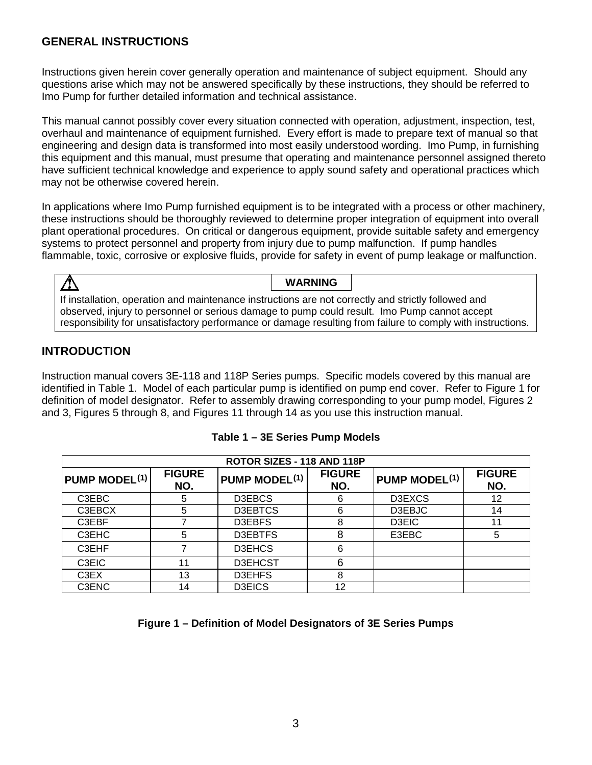## GENERAL INSTRUCTIONS

Instructions given herein cover generally operation and maintenance of subject equipment. Should any questions arise which may not be answered specifically by these instructions, they should be referred to Imo Pump for further detailed information and technical assistance.

This manual cannot possibly cover every situation connected with operation, adjustment, inspection, test, overhaul and maintenance of equipment furnished. Every effort is made to prepare text of manual so that engineering and design data is transformed into most easily understood wording. Imo Pump, in furnishing this equipment and this manual, must presume that operating and maintenance personnel assigned thereto have sufficient technical knowledge and experience to apply sound safety and operational practices which may not be otherwise covered herein.

In applications where Imo Pump furnished equipment is to be integrated with a process or other machinery, these instructions should be thoroughly reviewed to determine proper integration of equipment into overall plant operational procedures. On critical or dangerous equipment, provide suitable safety and emergency systems to protect personnel and property from injury due to pump malfunction. If pump handles flammable, toxic, corrosive or explosive fluids, provide for safety in event of pump leakage or malfunction.

> ⚠ **WARNING**
>
> If installation, operation and maintenance instructions are not correctly and strictly followed and observed, injury to personnel or serious damage to pump could result. Imo Pump cannot accept responsibility for unsatisfactory performance or damage resulting from failure to comply with instructions.

## INTRODUCTION

Instruction manual covers 3E-118 and 118P Series pumps. Specific models covered by this manual are identified in Table 1. Model of each particular pump is identified on pump end cover. Refer to Figure 1 for definition of model designator. Refer to assembly drawing corresponding to your pump model, Figures 2 and 3, Figures 5 through 8, and Figures 11 through 14 as you use this instruction manual.

**Table 1 – 3E Series Pump Models**

| ROTOR SIZES - 118 AND 118P | | | | | |
|---|---|---|---|---|---|
| **PUMP MODEL[(1)]** | **FIGURE NO.** | **PUMP MODEL[(1)]** | **FIGURE NO.** | **PUMP MODEL[(1)]** | **FIGURE NO.** |
| C3EBC | 5 | D3EBCS | 6 | D3EXCS | 12 |
| C3EBCX | 5 | D3EBTCS | 6 | D3EBJC | 14 |
| C3EBF | 7 | D3EBFS | 8 | D3EIC | 11 |
| C3EHC | 5 | D3EBTFS | 8 | E3EBC | 5 |
| C3EHF | 7 | D3EHCS | 6 | | |
| C3EIC | 11 | D3EHCST | 6 | | |
| C3EX | 13 | D3EHFS | 8 | | |
| C3ENC | 14 | D3EICS | 12 | | |

**Figure 1 – Definition of Model Designators of 3E Series Pumps**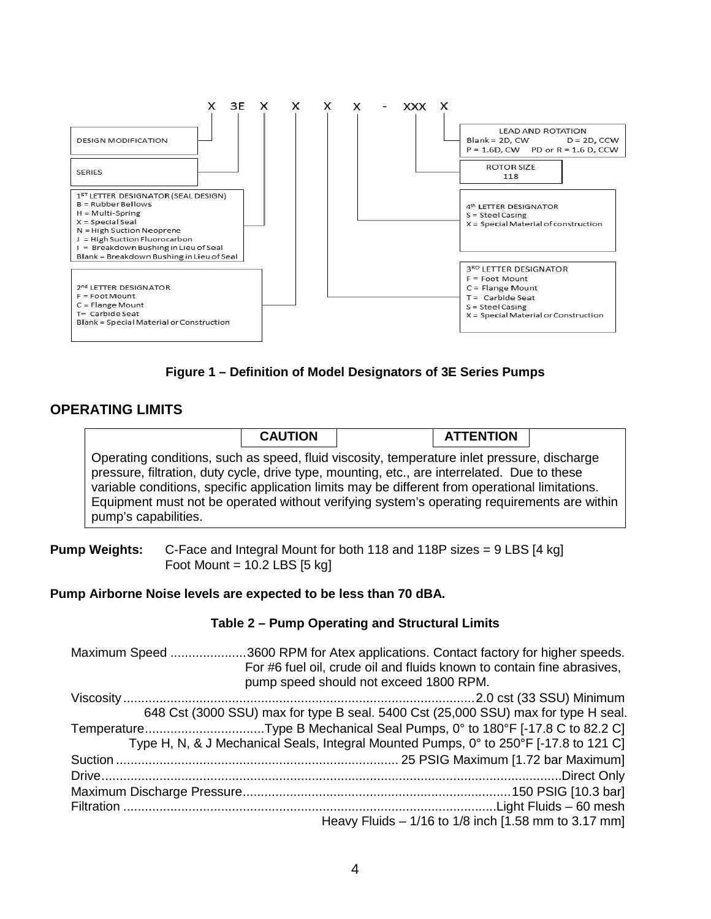X 3E X X X X - XXX X

DESIGN MODIFICATION

SERIES

1ST LETTER DESIGNATOR (SEAL DESIGN)
B = Rubber Bellows
H = Multi-Spring
X = Special Seal
N = High Suction Neoprene
J = High Suction Fluorocarbon
I = Breakdown Bushing in Lieu of Seal
Blank = Breakdown Bushing in Lieu of Seal

2nd LETTER DESIGNATOR
F = Foot Mount
C = Flange Mount
T= Carbide Seat
Blank = Special Material or Construction

LEAD AND ROTATION
Blank = 2D, CW D = 2D, CCW
P = 1.6D, CW PD or R = 1.6 D, CCW

ROTOR SIZE
118

4th LETTER DESIGNATOR
S = Steel Casing
X = Special Material of construction

3RD LETTER DESIGNATOR
F = Foot Mount
C = Flange Mount
T = Carbide Seat
S = Steel Casing
X = Special Material or Construction

**Figure 1 – Definition of Model Designators of 3E Series Pumps**

## OPERATING LIMITS

**CAUTION** **ATTENTION**

Operating conditions, such as speed, fluid viscosity, temperature inlet pressure, discharge pressure, filtration, duty cycle, drive type, mounting, etc., are interrelated. Due to these variable conditions, specific application limits may be different from operational limitations. Equipment must not be operated without verifying system's operating requirements are within pump's capabilities.

**Pump Weights:** C-Face and Integral Mount for both 118 and 118P sizes = 9 LBS [4 kg]
Foot Mount = 10.2 LBS [5 kg]

**Pump Airborne Noise levels are expected to be less than 70 dBA.**

**Table 2 – Pump Operating and Structural Limits**

| Parameter | Limit |
| --- | --- |
| Maximum Speed | 3600 RPM for Atex applications. Contact factory for higher speeds. For #6 fuel oil, crude oil and fluids known to contain fine abrasives, pump speed should not exceed 1800 RPM. |
| Viscosity | 2.0 cst (33 SSU) Minimum<br>648 Cst (3000 SSU) max for type B seal. 5400 Cst (25,000 SSU) max for type H seal. |
| Temperature | Type B Mechanical Seal Pumps, 0° to 180°F [-17.8 C to 82.2 C]<br>Type H, N, & J Mechanical Seals, Integral Mounted Pumps, 0° to 250°F [-17.8 to 121 C] |
| Suction | 25 PSIG Maximum [1.72 bar Maximum] |
| Drive | Direct Only |
| Maximum Discharge Pressure | 150 PSIG [10.3 bar] |
| Filtration | Light Fluids – 60 mesh<br>Heavy Fluids – 1/16 to 1/8 inch [1.58 mm to 3.17 mm] |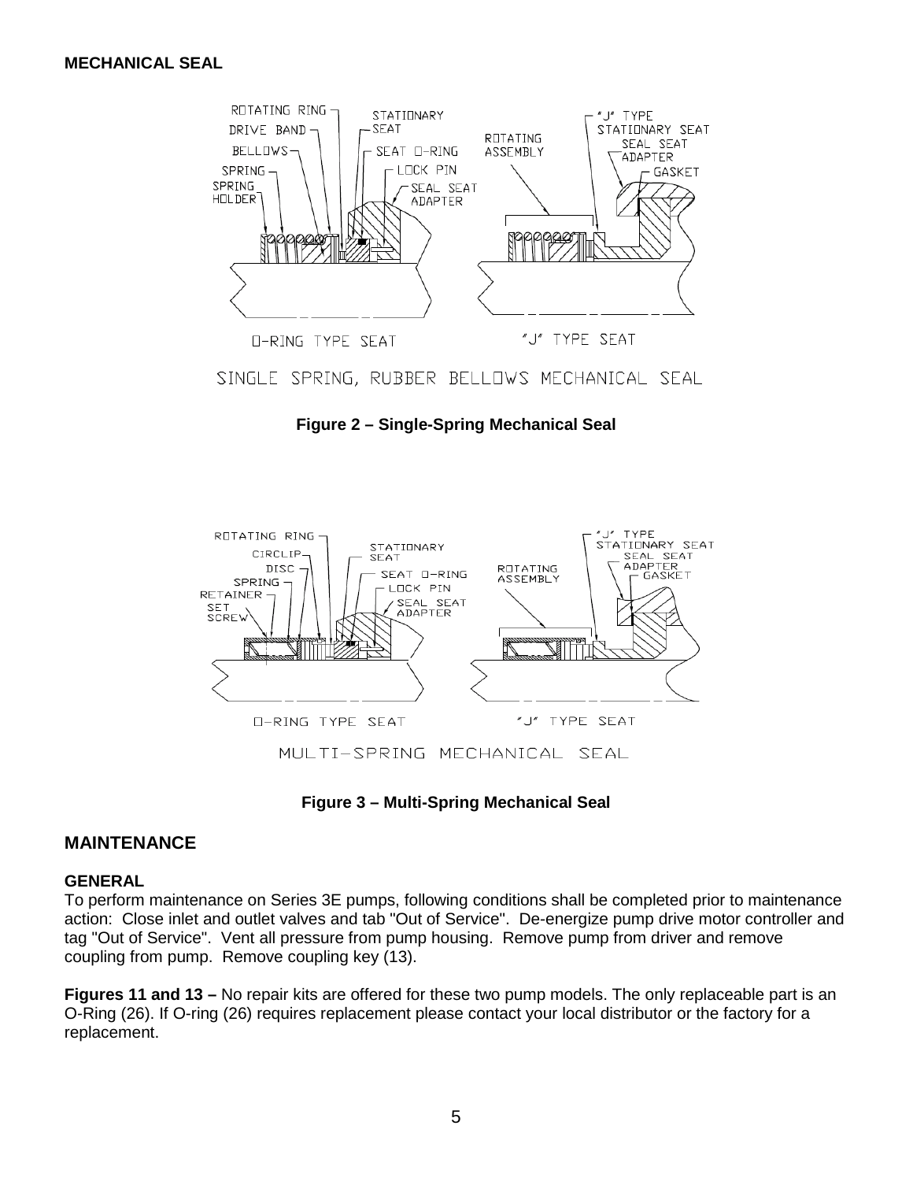**MECHANICAL SEAL**

**Figure 2 – Single-Spring Mechanical Seal**

**Figure 3 – Multi-Spring Mechanical Seal**

## MAINTENANCE

### GENERAL

To perform maintenance on Series 3E pumps, following conditions shall be completed prior to maintenance action: Close inlet and outlet valves and tab "Out of Service". De-energize pump drive motor controller and tag "Out of Service". Vent all pressure from pump housing. Remove pump from driver and remove coupling from pump. Remove coupling key (13).

**Figures 11 and 13 –** No repair kits are offered for these two pump models. The only replaceable part is an O-Ring (26). If O-ring (26) requires replacement please contact your local distributor or the factory for a replacement.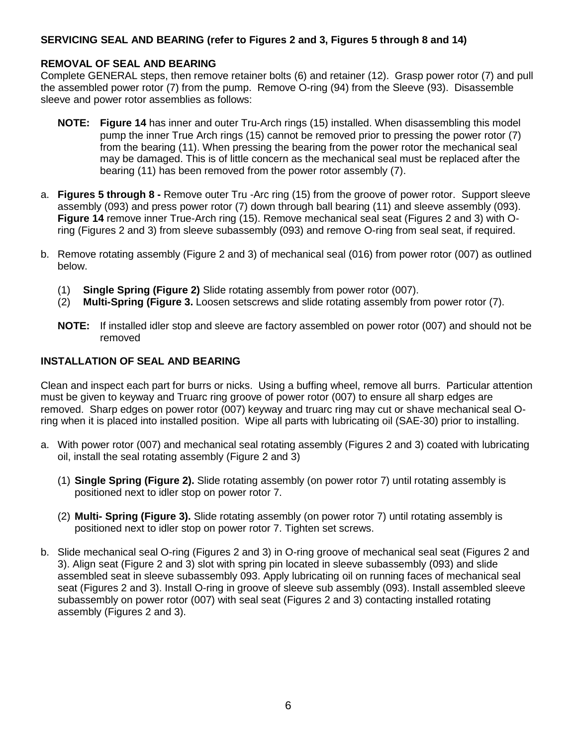### SERVICING SEAL AND BEARING (refer to Figures 2 and 3, Figures 5 through 8 and 14)

### REMOVAL OF SEAL AND BEARING

Complete GENERAL steps, then remove retainer bolts (6) and retainer (12). Grasp power rotor (7) and pull the assembled power rotor (7) from the pump. Remove O-ring (94) from the Sleeve (93). Disassemble sleeve and power rotor assemblies as follows:

**NOTE:** **Figure 14** has inner and outer Tru-Arch rings (15) installed. When disassembling this model pump the inner True Arch rings (15) cannot be removed prior to pressing the power rotor (7) from the bearing (11). When pressing the bearing from the power rotor the mechanical seal may be damaged. This is of little concern as the mechanical seal must be replaced after the bearing (11) has been removed from the power rotor assembly (7).

a. **Figures 5 through 8 -** Remove outer Tru -Arc ring (15) from the groove of power rotor. Support sleeve assembly (093) and press power rotor (7) down through ball bearing (11) and sleeve assembly (093). **Figure 14** remove inner True-Arch ring (15). Remove mechanical seal seat (Figures 2 and 3) with O-ring (Figures 2 and 3) from sleeve subassembly (093) and remove O-ring from seal seat, if required.

b. Remove rotating assembly (Figure 2 and 3) of mechanical seal (016) from power rotor (007) as outlined below.

   (1) **Single Spring (Figure 2)** Slide rotating assembly from power rotor (007).
   (2) **Multi-Spring (Figure 3.** Loosen setscrews and slide rotating assembly from power rotor (7).

   **NOTE:** If installed idler stop and sleeve are factory assembled on power rotor (007) and should not be removed

### INSTALLATION OF SEAL AND BEARING

Clean and inspect each part for burrs or nicks. Using a buffing wheel, remove all burrs. Particular attention must be given to keyway and Truarc ring groove of power rotor (007) to ensure all sharp edges are removed. Sharp edges on power rotor (007) keyway and truarc ring may cut or shave mechanical seal O-ring when it is placed into installed position. Wipe all parts with lubricating oil (SAE-30) prior to installing.

a. With power rotor (007) and mechanical seal rotating assembly (Figures 2 and 3) coated with lubricating oil, install the seal rotating assembly (Figure 2 and 3)

   (1) **Single Spring (Figure 2).** Slide rotating assembly (on power rotor 7) until rotating assembly is positioned next to idler stop on power rotor 7.

   (2) **Multi- Spring (Figure 3).** Slide rotating assembly (on power rotor 7) until rotating assembly is positioned next to idler stop on power rotor 7. Tighten set screws.

b. Slide mechanical seal O-ring (Figures 2 and 3) in O-ring groove of mechanical seal seat (Figures 2 and 3). Align seat (Figure 2 and 3) slot with spring pin located in sleeve subassembly (093) and slide assembled seat in sleeve subassembly 093. Apply lubricating oil on running faces of mechanical seal seat (Figures 2 and 3). Install O-ring in groove of sleeve sub assembly (093). Install assembled sleeve subassembly on power rotor (007) with seal seat (Figures 2 and 3) contacting installed rotating assembly (Figures 2 and 3).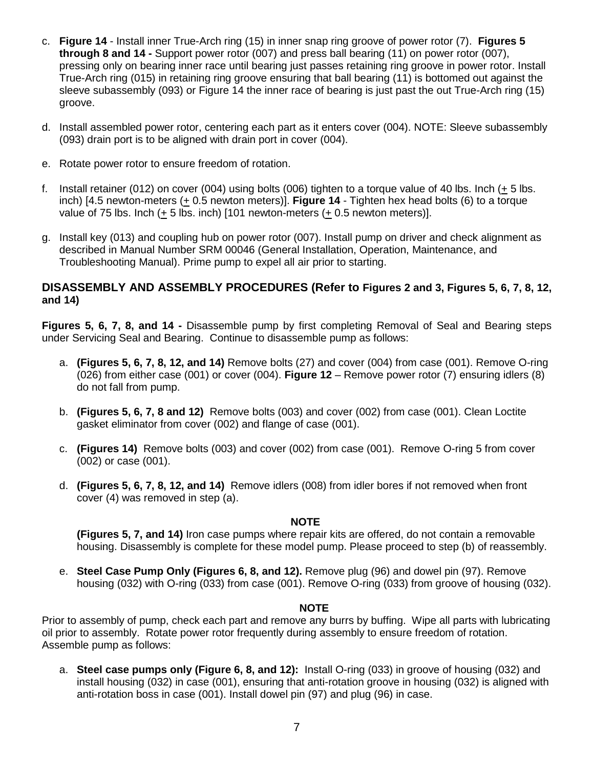c. **Figure 14** - Install inner True-Arch ring (15) in inner snap ring groove of power rotor (7). **Figures 5 through 8 and 14 -** Support power rotor (007) and press ball bearing (11) on power rotor (007), pressing only on bearing inner race until bearing just passes retaining ring groove in power rotor. Install True-Arch ring (015) in retaining ring groove ensuring that ball bearing (11) is bottomed out against the sleeve subassembly (093) or Figure 14 the inner race of bearing is just past the out True-Arch ring (15) groove.

d. Install assembled power rotor, centering each part as it enters cover (004). NOTE: Sleeve subassembly (093) drain port is to be aligned with drain port in cover (004).

e. Rotate power rotor to ensure freedom of rotation.

f. Install retainer (012) on cover (004) using bolts (006) tighten to a torque value of 40 lbs. Inch (± 5 lbs. inch) [4.5 newton-meters (± 0.5 newton meters)]. **Figure 14** - Tighten hex head bolts (6) to a torque value of 75 lbs. Inch (± 5 lbs. inch) [101 newton-meters (± 0.5 newton meters)].

g. Install key (013) and coupling hub on power rotor (007). Install pump on driver and check alignment as described in Manual Number SRM 00046 (General Installation, Operation, Maintenance, and Troubleshooting Manual). Prime pump to expel all air prior to starting.

## DISASSEMBLY AND ASSEMBLY PROCEDURES (Refer to Figures 2 and 3, Figures 5, 6, 7, 8, 12, and 14)

**Figures 5, 6, 7, 8, and 14 -** Disassemble pump by first completing Removal of Seal and Bearing steps under Servicing Seal and Bearing. Continue to disassemble pump as follows:

a. **(Figures 5, 6, 7, 8, 12, and 14)** Remove bolts (27) and cover (004) from case (001). Remove O-ring (026) from either case (001) or cover (004). **Figure 12** – Remove power rotor (7) ensuring idlers (8) do not fall from pump.

b. **(Figures 5, 6, 7, 8 and 12)** Remove bolts (003) and cover (002) from case (001). Clean Loctite gasket eliminator from cover (002) and flange of case (001).

c. **(Figures 14)** Remove bolts (003) and cover (002) from case (001). Remove O-ring 5 from cover (002) or case (001).

d. **(Figures 5, 6, 7, 8, 12, and 14)** Remove idlers (008) from idler bores if not removed when front cover (4) was removed in step (a).

**NOTE**

**(Figures 5, 7, and 14)** Iron case pumps where repair kits are offered, do not contain a removable housing. Disassembly is complete for these model pump. Please proceed to step (b) of reassembly.

e. **Steel Case Pump Only (Figures 6, 8, and 12).** Remove plug (96) and dowel pin (97). Remove housing (032) with O-ring (033) from case (001). Remove O-ring (033) from groove of housing (032).

**NOTE**

Prior to assembly of pump, check each part and remove any burrs by buffing. Wipe all parts with lubricating oil prior to assembly. Rotate power rotor frequently during assembly to ensure freedom of rotation. Assemble pump as follows:

a. **Steel case pumps only (Figure 6, 8, and 12):** Install O-ring (033) in groove of housing (032) and install housing (032) in case (001), ensuring that anti-rotation groove in housing (032) is aligned with anti-rotation boss in case (001). Install dowel pin (97) and plug (96) in case.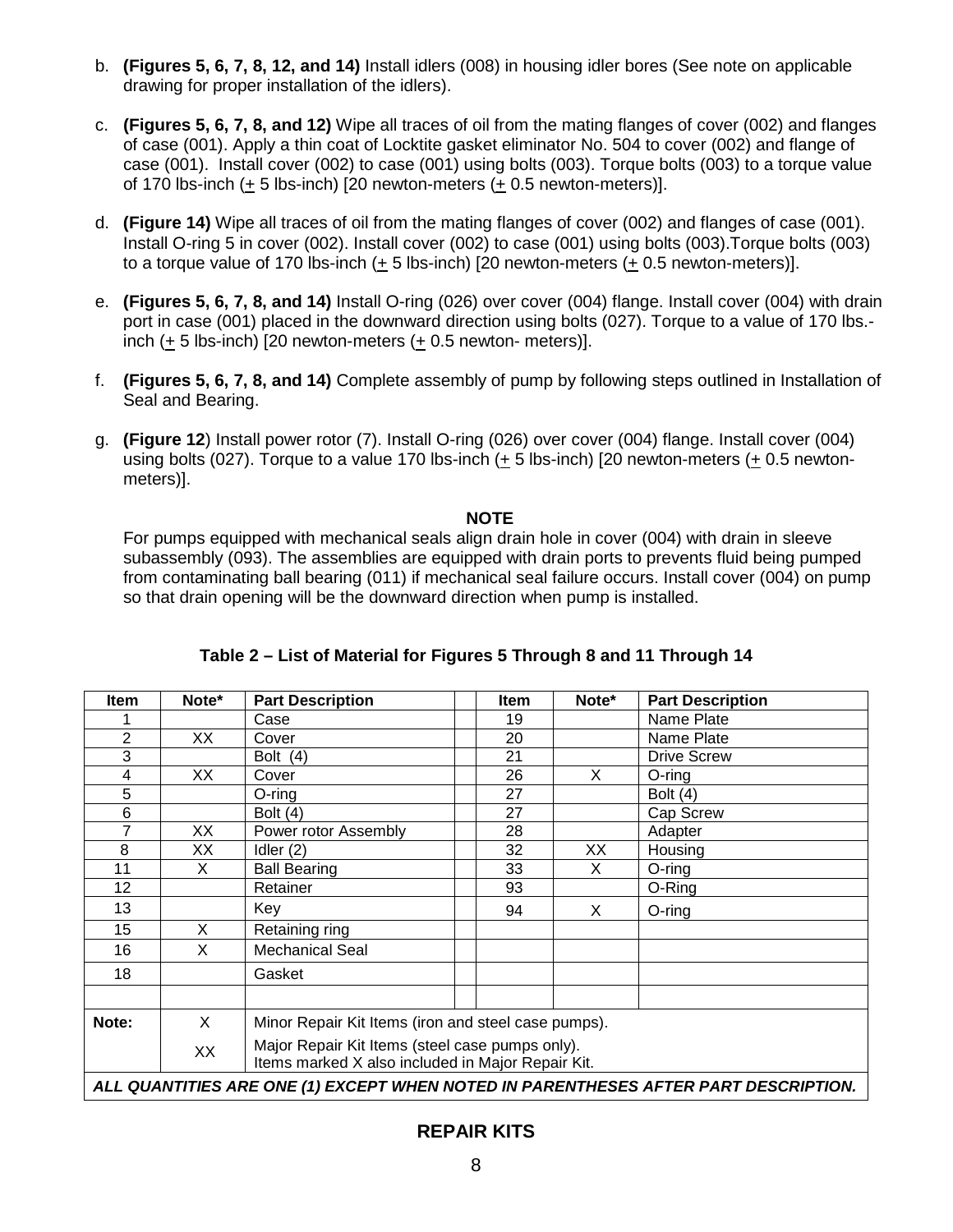b. **(Figures 5, 6, 7, 8, 12, and 14)** Install idlers (008) in housing idler bores (See note on applicable drawing for proper installation of the idlers).

c. **(Figures 5, 6, 7, 8, and 12)** Wipe all traces of oil from the mating flanges of cover (002) and flanges of case (001). Apply a thin coat of Locktite gasket eliminator No. 504 to cover (002) and flange of case (001). Install cover (002) to case (001) using bolts (003). Torque bolts (003) to a torque value of 170 lbs-inch (± 5 lbs-inch) [20 newton-meters (± 0.5 newton-meters)].

d. **(Figure 14)** Wipe all traces of oil from the mating flanges of cover (002) and flanges of case (001). Install O-ring 5 in cover (002). Install cover (002) to case (001) using bolts (003).Torque bolts (003) to a torque value of 170 lbs-inch (± 5 lbs-inch) [20 newton-meters (± 0.5 newton-meters)].

e. **(Figures 5, 6, 7, 8, and 14)** Install O-ring (026) over cover (004) flange. Install cover (004) with drain port in case (001) placed in the downward direction using bolts (027). Torque to a value of 170 lbs.-inch (± 5 lbs-inch) [20 newton-meters (± 0.5 newton- meters)].

f. **(Figures 5, 6, 7, 8, and 14)** Complete assembly of pump by following steps outlined in Installation of Seal and Bearing.

g. **(Figure 12**) Install power rotor (7). Install O-ring (026) over cover (004) flange. Install cover (004) using bolts (027). Torque to a value 170 lbs-inch (± 5 lbs-inch) [20 newton-meters (± 0.5 newton-meters)].

**NOTE**

For pumps equipped with mechanical seals align drain hole in cover (004) with drain in sleeve subassembly (093). The assemblies are equipped with drain ports to prevents fluid being pumped from contaminating ball bearing (011) if mechanical seal failure occurs. Install cover (004) on pump so that drain opening will be the downward direction when pump is installed.

**Table 2 – List of Material for Figures 5 Through 8 and 11 Through 14**

| Item | Note* | Part Description | | Item | Note* | Part Description |
|---|---|---|---|---|---|---|
| 1 | | Case | | 19 | | Name Plate |
| 2 | XX | Cover | | 20 | | Name Plate |
| 3 | | Bolt (4) | | 21 | | Drive Screw |
| 4 | XX | Cover | | 26 | X | O-ring |
| 5 | | O-ring | | 27 | | Bolt (4) |
| 6 | | Bolt (4) | | 27 | | Cap Screw |
| 7 | XX | Power rotor Assembly | | 28 | | Adapter |
| 8 | XX | Idler (2) | | 32 | XX | Housing |
| 11 | X | Ball Bearing | | 33 | X | O-ring |
| 12 | | Retainer | | 93 | | O-Ring |
| 13 | | Key | | 94 | X | O-ring |
| 15 | X | Retaining ring | | | | |
| 16 | X | Mechanical Seal | | | | |
| 18 | | Gasket | | | | |
| | | | | | | |
| **Note:** | X | Minor Repair Kit Items (iron and steel case pumps). | | | | |
| | XX | Major Repair Kit Items (steel case pumps only). Items marked X also included in Major Repair Kit. | | | | |
| ***ALL QUANTITIES ARE ONE (1) EXCEPT WHEN NOTED IN PARENTHESES AFTER PART DESCRIPTION.*** | | | | | | |

## REPAIR KITS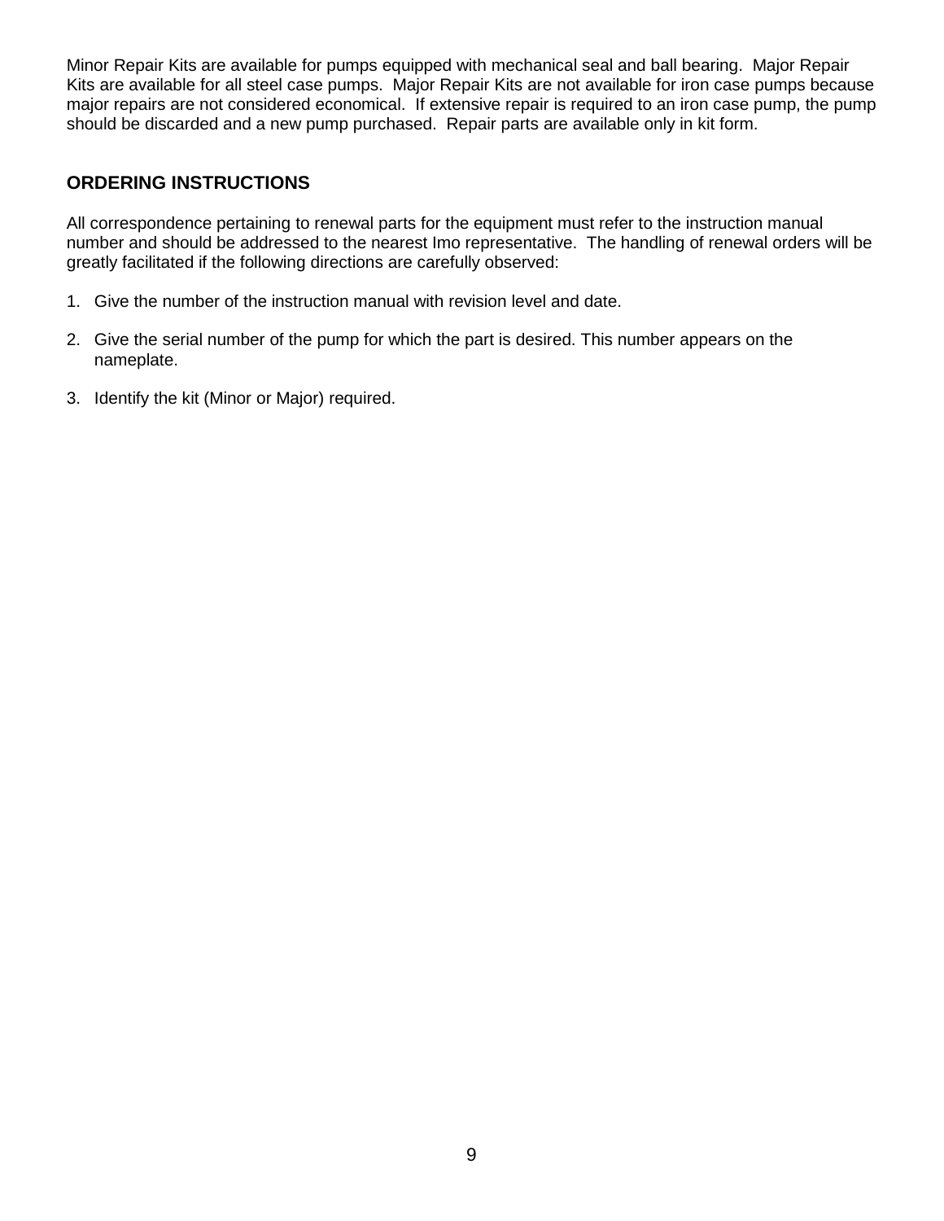Minor Repair Kits are available for pumps equipped with mechanical seal and ball bearing. Major Repair Kits are available for all steel case pumps. Major Repair Kits are not available for iron case pumps because major repairs are not considered economical. If extensive repair is required to an iron case pump, the pump should be discarded and a new pump purchased. Repair parts are available only in kit form.

## ORDERING INSTRUCTIONS

All correspondence pertaining to renewal parts for the equipment must refer to the instruction manual number and should be addressed to the nearest Imo representative. The handling of renewal orders will be greatly facilitated if the following directions are carefully observed:

1. Give the number of the instruction manual with revision level and date.
2. Give the serial number of the pump for which the part is desired. This number appears on the nameplate.
3. Identify the kit (Minor or Major) required.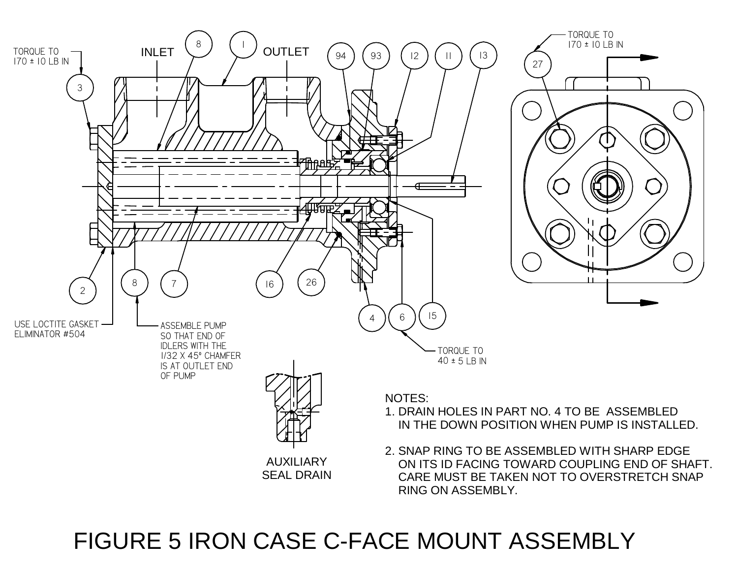TORQUE TO 170 ± 10 LB IN

INLET

OUTLET

TORQUE TO 170 ± 10 LB IN

USE LOCTITE GASKET ELIMINATOR #504

ASSEMBLE PUMP SO THAT END OF IDLERS WITH THE 1/32 X 45° CHAMFER IS AT OUTLET END OF PUMP

TORQUE TO 40 ± 5 LB IN

AUXILIARY SEAL DRAIN

NOTES:

1. DRAIN HOLES IN PART NO. 4 TO BE ASSEMBLED IN THE DOWN POSITION WHEN PUMP IS INSTALLED.
2. SNAP RING TO BE ASSEMBLED WITH SHARP EDGE ON ITS ID FACING TOWARD COUPLING END OF SHAFT. CARE MUST BE TAKEN NOT TO OVERSTRETCH SNAP RING ON ASSEMBLY.

# FIGURE 5 IRON CASE C-FACE MOUNT ASSEMBLY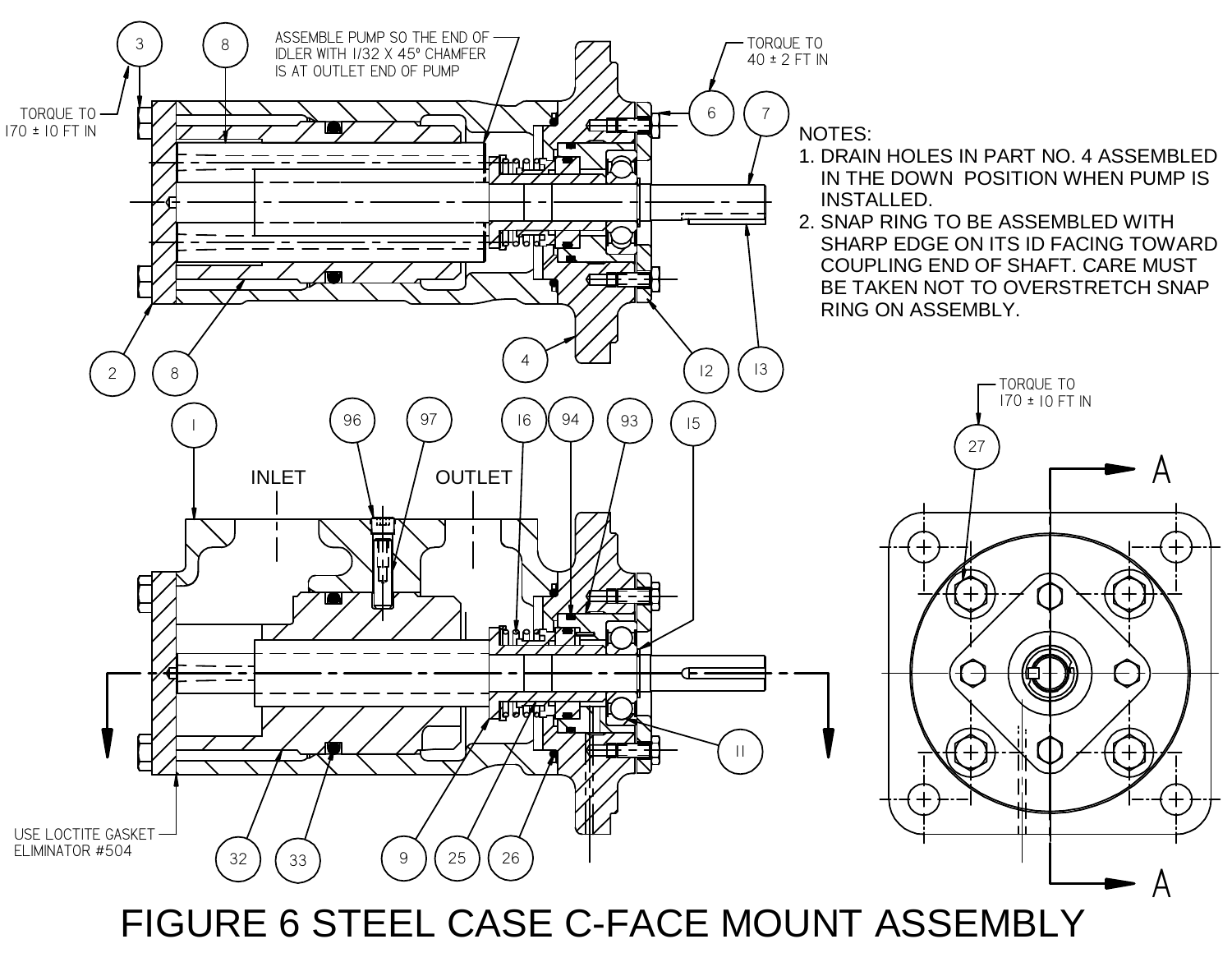NOTES:

1. DRAIN HOLES IN PART NO. 4 ASSEMBLED IN THE DOWN POSITION WHEN PUMP IS INSTALLED.
2. SNAP RING TO BE ASSEMBLED WITH SHARP EDGE ON ITS ID FACING TOWARD COUPLING END OF SHAFT. CARE MUST BE TAKEN NOT TO OVERSTRETCH SNAP RING ON ASSEMBLY.

ASSEMBLE PUMP SO THE END OF IDLER WITH 1/32 X 45° CHAMFER IS AT OUTLET END OF PUMP

TORQUE TO 170 ± 10 FT IN

TORQUE TO 40 ± 2 FT IN

INLET

OUTLET

TORQUE TO 170 ± 10 FT IN

USE LOCTITE GASKET ELIMINATOR #504

3, 8, 6, 7, 2, 8, 4, 12, 13, 1, 96, 97, 16, 94, 93, 15, 27, 11, 32, 33, 9, 25, 26

A — A

# FIGURE 6 STEEL CASE C-FACE MOUNT ASSEMBLY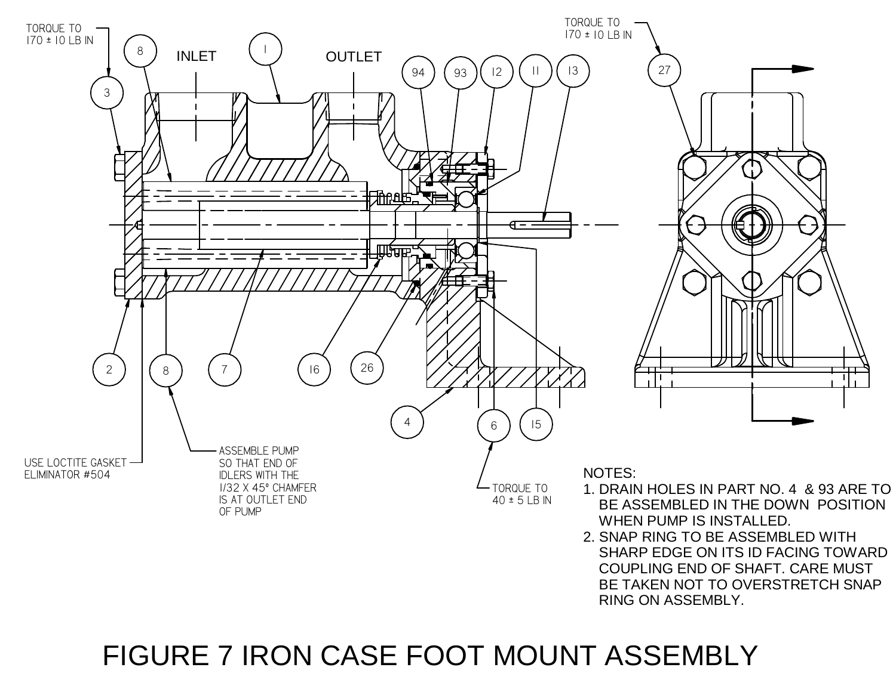TORQUE TO
170 ± 10 LB IN

INLET

OUTLET

TORQUE TO
170 ± 10 LB IN

USE LOCTITE GASKET
ELIMINATOR #504

ASSEMBLE PUMP
SO THAT END OF
IDLERS WITH THE
1/32 X 45° CHAMFER
IS AT OUTLET END
OF PUMP

TORQUE TO
40 ± 5 LB IN

NOTES:

1. DRAIN HOLES IN PART NO. 4 & 93 ARE TO BE ASSEMBLED IN THE DOWN POSITION WHEN PUMP IS INSTALLED.
2. SNAP RING TO BE ASSEMBLED WITH SHARP EDGE ON ITS ID FACING TOWARD COUPLING END OF SHAFT. CARE MUST BE TAKEN NOT TO OVERSTRETCH SNAP RING ON ASSEMBLY.

# FIGURE 7 IRON CASE FOOT MOUNT ASSEMBLY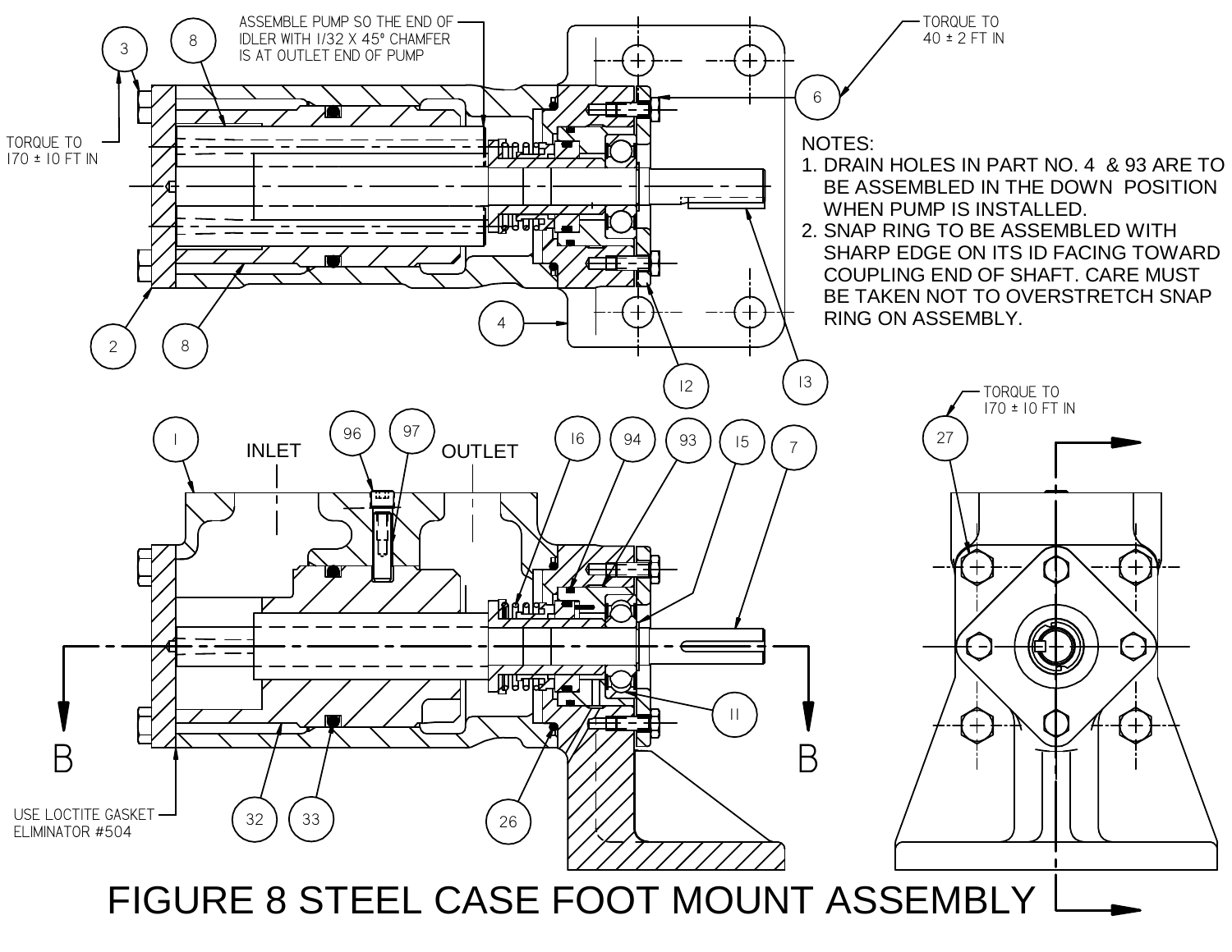ASSEMBLE PUMP SO THE END OF IDLER WITH 1/32 X 45° CHAMFER IS AT OUTLET END OF PUMP

TORQUE TO 40 ± 2 FT IN

TORQUE TO 170 ± 10 FT IN

NOTES:

1. DRAIN HOLES IN PART NO. 4 & 93 ARE TO BE ASSEMBLED IN THE DOWN POSITION WHEN PUMP IS INSTALLED.
2. SNAP RING TO BE ASSEMBLED WITH SHARP EDGE ON ITS ID FACING TOWARD COUPLING END OF SHAFT. CARE MUST BE TAKEN NOT TO OVERSTRETCH SNAP RING ON ASSEMBLY.

TORQUE TO 170 ± 10 FT IN

INLET

OUTLET

USE LOCTITE GASKET ELIMINATOR #504

# FIGURE 8 STEEL CASE FOOT MOUNT ASSEMBLY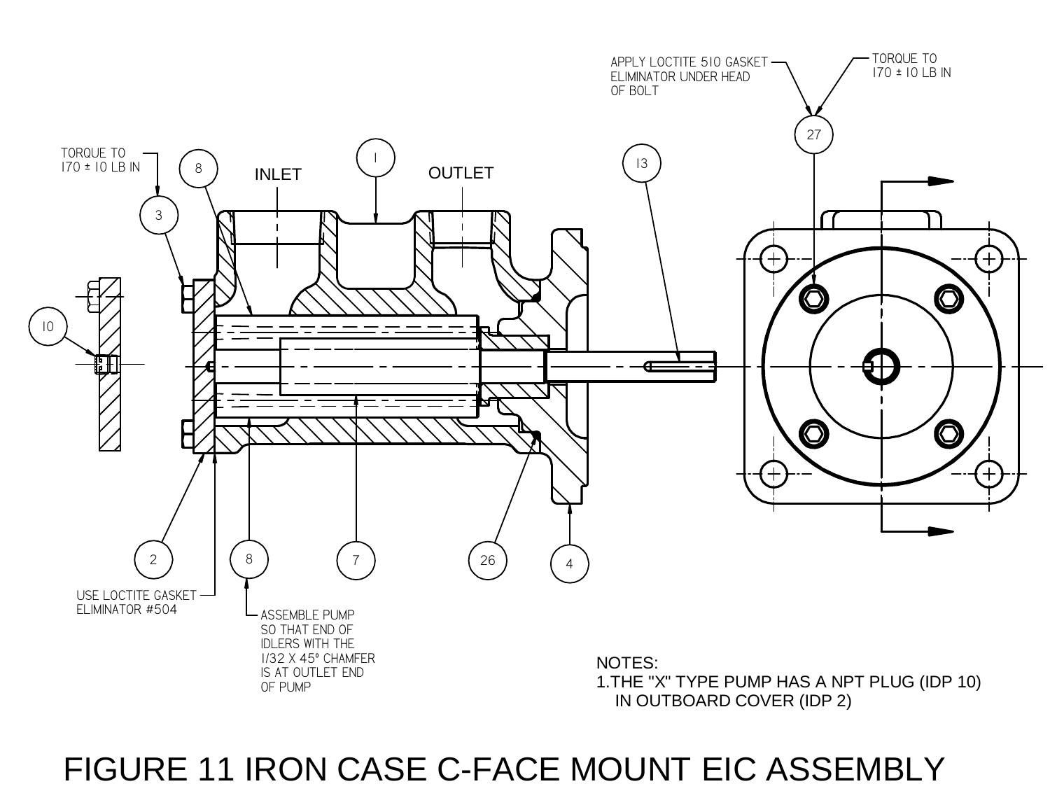APPLY LOCTITE 510 GASKET ELIMINATOR UNDER HEAD OF BOLT

TORQUE TO 170 ± 10 LB IN

27

TORQUE TO 170 ± 10 LB IN

3

8

INLET

1

OUTLET

13

10

2

8

7

26

4

USE LOCTITE GASKET ELIMINATOR #504

ASSEMBLE PUMP SO THAT END OF IDLERS WITH THE 1/32 X 45° CHAMFER IS AT OUTLET END OF PUMP

NOTES:

1. THE "X" TYPE PUMP HAS A NPT PLUG (IDP 10) IN OUTBOARD COVER (IDP 2)

# FIGURE 11 IRON CASE C-FACE MOUNT EIC ASSEMBLY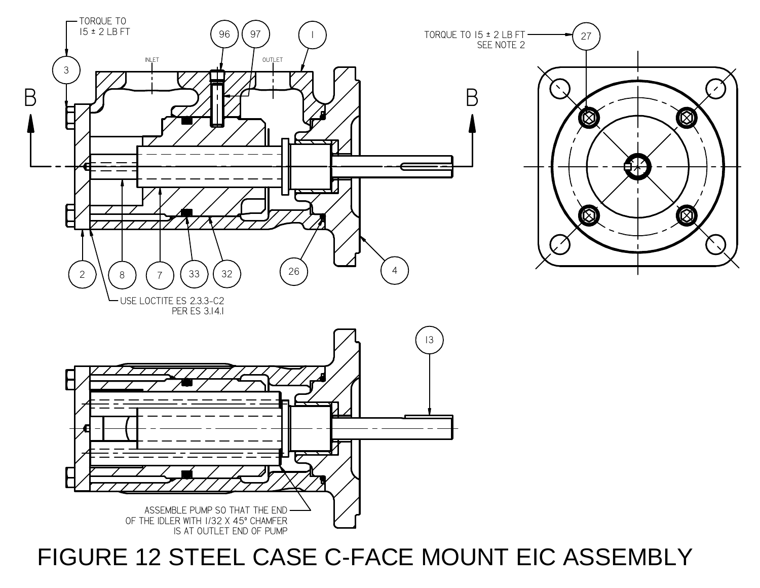TORQUE TO 15 ± 2 LB FT

INLET

OUTLET

TORQUE TO 15 ± 2 LB FT
SEE NOTE 2

USE LOCTITE ES 2.3.3-C2
PER ES 3.14.1

ASSEMBLE PUMP SO THAT THE END
OF THE IDLER WITH 1/32 X 45° CHAMFER
IS AT OUTLET END OF PUMP

FIGURE 12 STEEL CASE C-FACE MOUNT EIC ASSEMBLY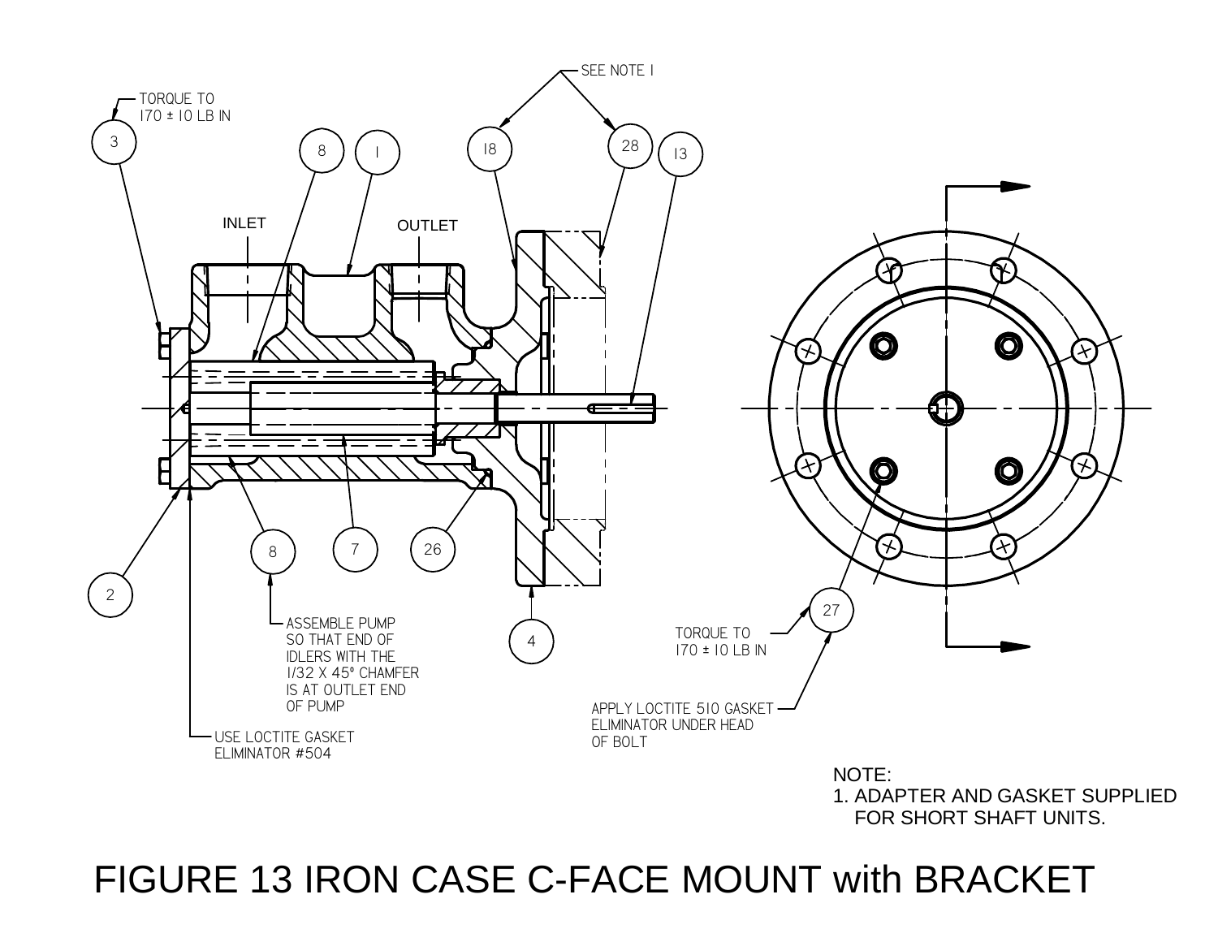TORQUE TO 170 ± 10 LB IN

INLET

OUTLET

SEE NOTE 1

ASSEMBLE PUMP SO THAT END OF IDLERS WITH THE 1/32 X 45° CHAMFER IS AT OUTLET END OF PUMP

USE LOCTITE GASKET ELIMINATOR #504

TORQUE TO 170 ± 10 LB IN

APPLY LOCTITE 510 GASKET ELIMINATOR UNDER HEAD OF BOLT

NOTE:
1. ADAPTER AND GASKET SUPPLIED FOR SHORT SHAFT UNITS.

# FIGURE 13 IRON CASE C-FACE MOUNT with BRACKET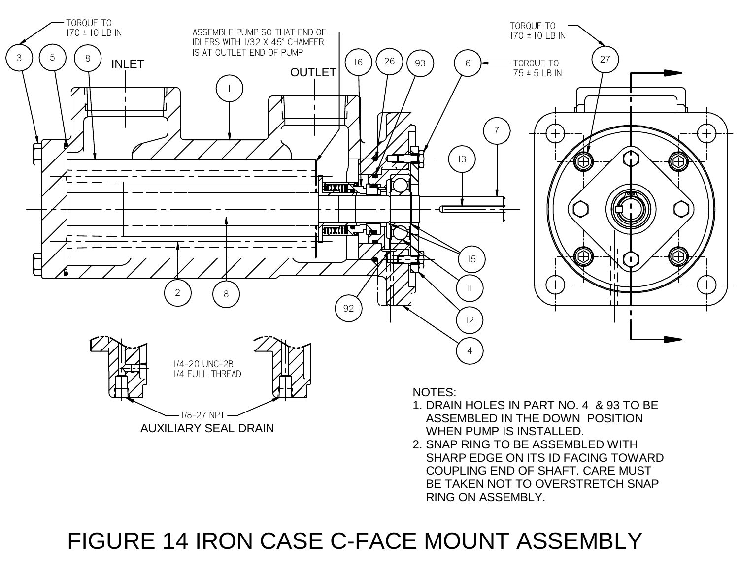TORQUE TO 170 ± 10 LB IN

ASSEMBLE PUMP SO THAT END OF IDLERS WITH 1/32 X 45° CHAMFER IS AT OUTLET END OF PUMP

TORQUE TO 170 ± 10 LB IN

TORQUE TO 75 ± 5 LB IN

INLET

OUTLET

1/4-20 UNC-2B
1/4 FULL THREAD

1/8-27 NPT

AUXILIARY SEAL DRAIN

NOTES:

1. DRAIN HOLES IN PART NO. 4 & 93 TO BE ASSEMBLED IN THE DOWN POSITION WHEN PUMP IS INSTALLED.
2. SNAP RING TO BE ASSEMBLED WITH SHARP EDGE ON ITS ID FACING TOWARD COUPLING END OF SHAFT. CARE MUST BE TAKEN NOT TO OVERSTRETCH SNAP RING ON ASSEMBLY.

# FIGURE 14 IRON CASE C-FACE MOUNT ASSEMBLY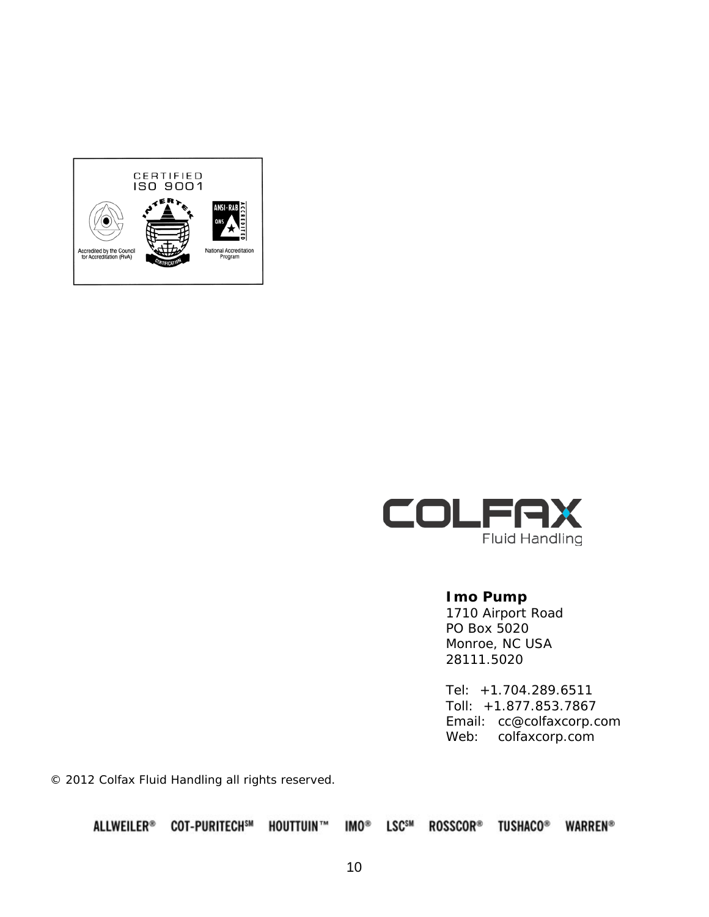CERTIFIED
ISO 9001

Accredited by the Council for Accreditation (RvA)

National Accreditation Program

COLFAX
Fluid Handling

**Imo Pump**
1710 Airport Road
PO Box 5020
Monroe, NC USA
28111.5020

Tel: +1.704.289.6511
Toll: +1.877.853.7867
Email: cc@colfaxcorp.com
Web: colfaxcorp.com

© 2012 Colfax Fluid Handling all rights reserved.

ALLWEILER® COT-PURITECH℠ HOUTTUIN™ IMO® LSC℠ ROSSCOR® TUSHACO® WARREN®